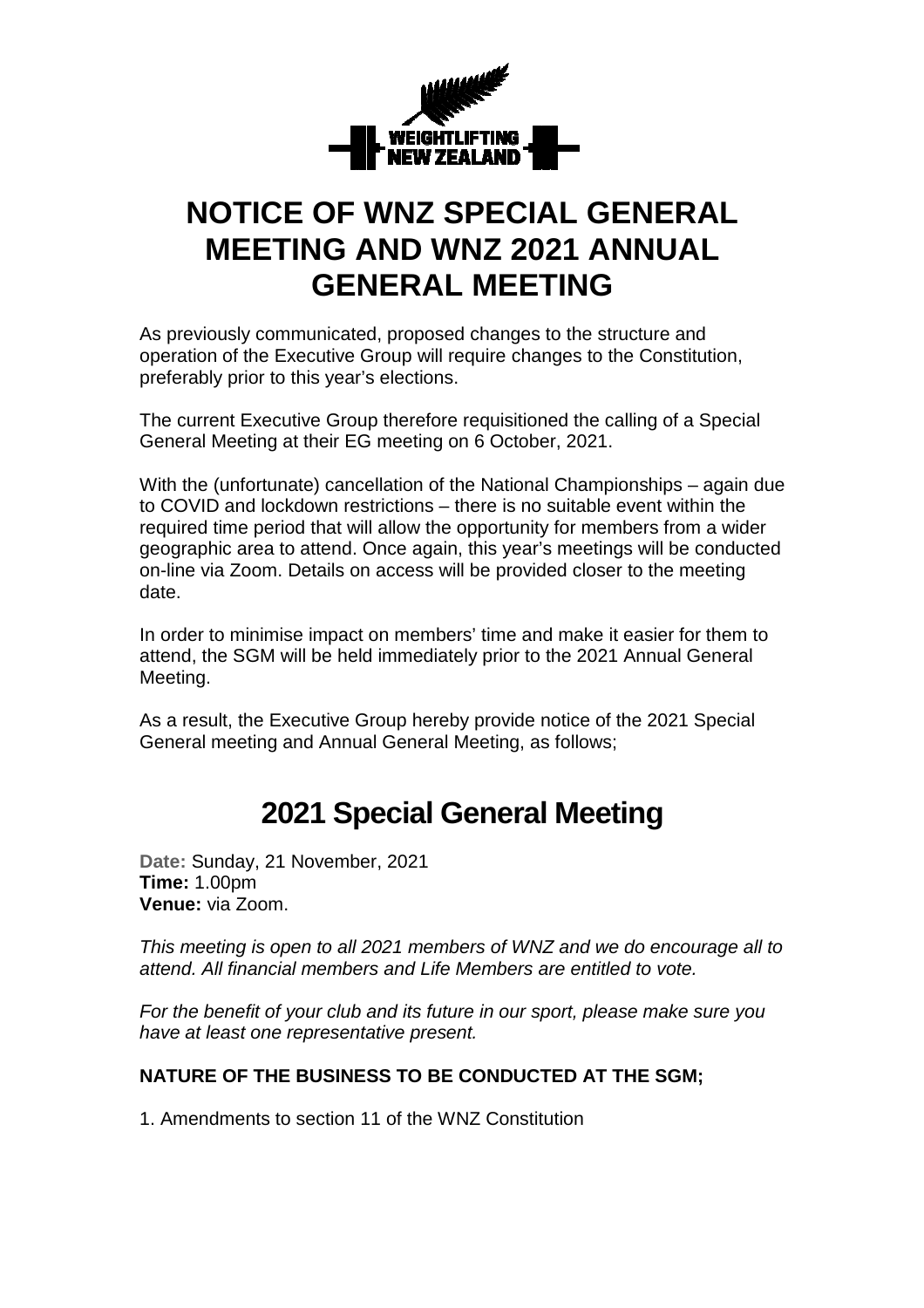# NOTICE OF WNZ SPECIAL GENERAL MEETING AND WNZ 2021 ANNUAL GENERAL MEETING

As previously communicated, proposed changes to the structure and operation of the Executive Group will require changes to the Constitution, preferably prior to this year's elections.

The current Executive Group therefore requisitioned the calling of a Special General Meeting at their EG meeting on 6 October, 2021.

With the (unfortunate) cancellation of the National Championships – again due to COVID and lockdown restrictions – there is no suitable event within the required time period that will allow the opportunity for members from a wider geographic area to attend. Once again, this year's meetings will be conducted on-line via Zoom. Details on access will be provided closer to the meeting date.

In order to minimise impact on members' time and make it easier for them to attend, the SGM will be held immediately prior to the 2021 Annual General Meeting.

As a result, the Executive Group hereby provide notice of the 2021 Special General meeting and Annual General Meeting, as follows;

## 2021 Special General Meeting

**Date:** Sunday, 21 November, 2021
**Time:** 1.00pm
**Venue:** via Zoom.

*This meeting is open to all 2021 members of WNZ and we do encourage all to attend. All financial members and Life Members are entitled to vote.*

*For the benefit of your club and its future in our sport, please make sure you have at least one representative present.*

**NATURE OF THE BUSINESS TO BE CONDUCTED AT THE SGM;**

1. Amendments to section 11 of the WNZ Constitution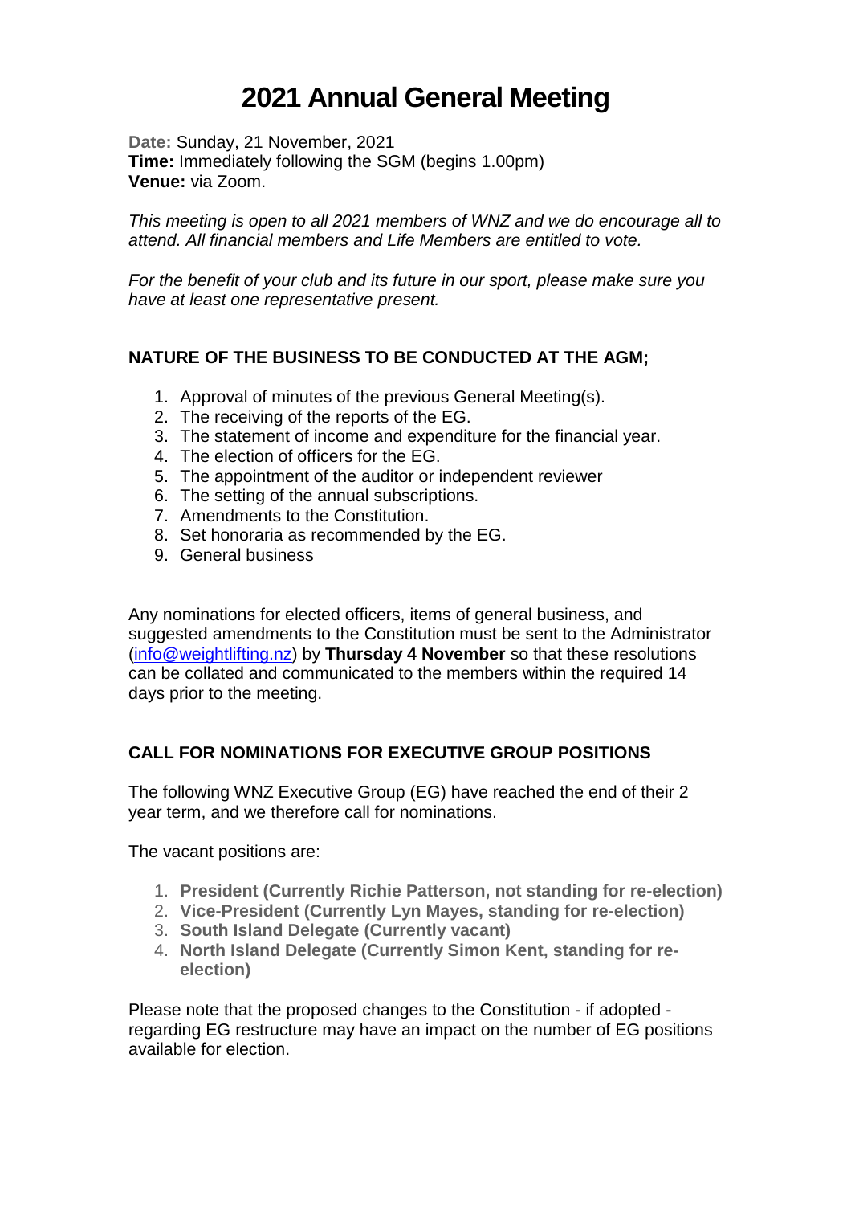# 2021 Annual General Meeting

**Date:** Sunday, 21 November, 2021
**Time:** Immediately following the SGM (begins 1.00pm)
**Venue:** via Zoom.

*This meeting is open to all 2021 members of WNZ and we do encourage all to attend. All financial members and Life Members are entitled to vote.*

*For the benefit of your club and its future in our sport, please make sure you have at least one representative present.*

**NATURE OF THE BUSINESS TO BE CONDUCTED AT THE AGM;**

1. Approval of minutes of the previous General Meeting(s).
2. The receiving of the reports of the EG.
3. The statement of income and expenditure for the financial year.
4. The election of officers for the EG.
5. The appointment of the auditor or independent reviewer
6. The setting of the annual subscriptions.
7. Amendments to the Constitution.
8. Set honoraria as recommended by the EG.
9. General business

Any nominations for elected officers, items of general business, and suggested amendments to the Constitution must be sent to the Administrator ([info@weightlifting.nz](mailto:info@weightlifting.nz)) by **Thursday 4 November** so that these resolutions can be collated and communicated to the members within the required 14 days prior to the meeting.

**CALL FOR NOMINATIONS FOR EXECUTIVE GROUP POSITIONS**

The following WNZ Executive Group (EG) have reached the end of their 2 year term, and we therefore call for nominations.

The vacant positions are:

1. **President (Currently Richie Patterson, not standing for re-election)**
2. **Vice-President (Currently Lyn Mayes, standing for re-election)**
3. **South Island Delegate (Currently vacant)**
4. **North Island Delegate (Currently Simon Kent, standing for re-election)**

Please note that the proposed changes to the Constitution - if adopted - regarding EG restructure may have an impact on the number of EG positions available for election.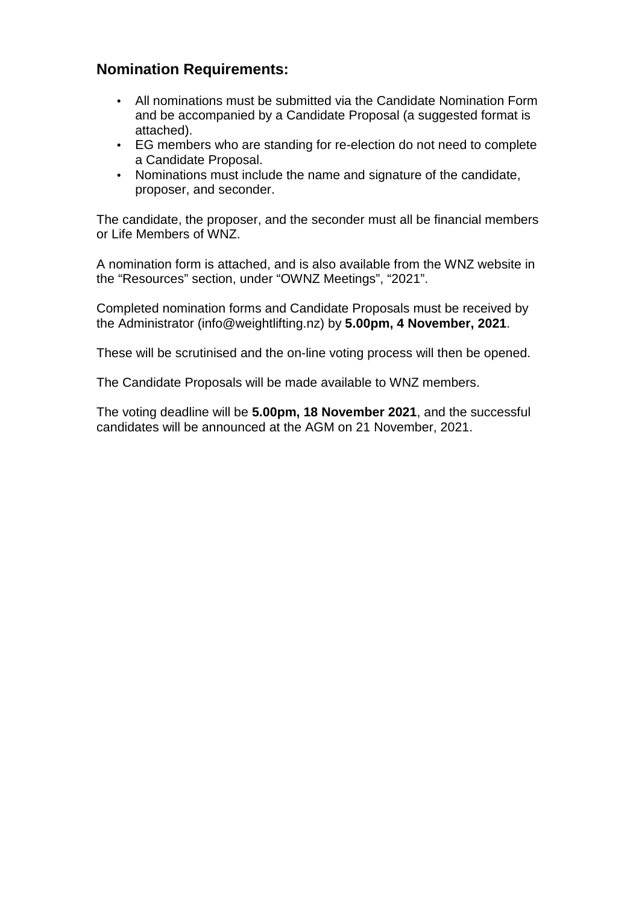## Nomination Requirements:

- All nominations must be submitted via the Candidate Nomination Form and be accompanied by a Candidate Proposal (a suggested format is attached).
- EG members who are standing for re-election do not need to complete a Candidate Proposal.
- Nominations must include the name and signature of the candidate, proposer, and seconder.

The candidate, the proposer, and the seconder must all be financial members or Life Members of WNZ.

A nomination form is attached, and is also available from the WNZ website in the "Resources" section, under "OWNZ Meetings", "2021".

Completed nomination forms and Candidate Proposals must be received by the Administrator (info@weightlifting.nz) by **5.00pm, 4 November, 2021**.

These will be scrutinised and the on-line voting process will then be opened.

The Candidate Proposals will be made available to WNZ members.

The voting deadline will be **5.00pm, 18 November 2021**, and the successful candidates will be announced at the AGM on 21 November, 2021.